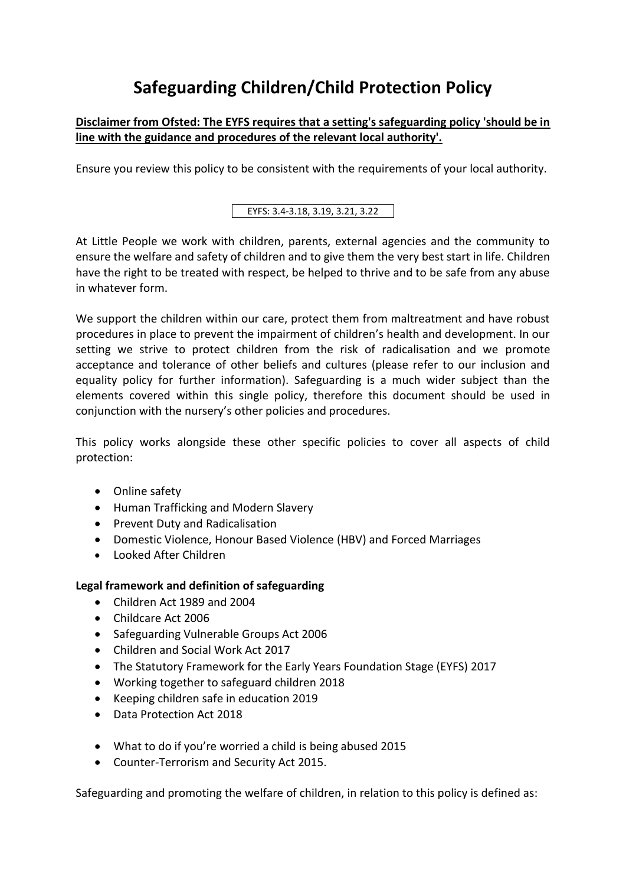# Safeguarding Children/Child Protection Policy

**Disclaimer from Ofsted: The EYFS requires that a setting's safeguarding policy 'should be in line with the guidance and procedures of the relevant local authority'.**

Ensure you review this policy to be consistent with the requirements of your local authority.

EYFS: 3.4-3.18, 3.19, 3.21, 3.22

At Little People we work with children, parents, external agencies and the community to ensure the welfare and safety of children and to give them the very best start in life. Children have the right to be treated with respect, be helped to thrive and to be safe from any abuse in whatever form.

We support the children within our care, protect them from maltreatment and have robust procedures in place to prevent the impairment of children's health and development. In our setting we strive to protect children from the risk of radicalisation and we promote acceptance and tolerance of other beliefs and cultures (please refer to our inclusion and equality policy for further information). Safeguarding is a much wider subject than the elements covered within this single policy, therefore this document should be used in conjunction with the nursery's other policies and procedures.

This policy works alongside these other specific policies to cover all aspects of child protection:

- Online safety
- Human Trafficking and Modern Slavery
- Prevent Duty and Radicalisation
- Domestic Violence, Honour Based Violence (HBV) and Forced Marriages
- Looked After Children

**Legal framework and definition of safeguarding**

- Children Act 1989 and 2004
- Childcare Act 2006
- Safeguarding Vulnerable Groups Act 2006
- Children and Social Work Act 2017
- The Statutory Framework for the Early Years Foundation Stage (EYFS) 2017
- Working together to safeguard children 2018
- Keeping children safe in education 2019
- Data Protection Act 2018

- What to do if you're worried a child is being abused 2015
- Counter-Terrorism and Security Act 2015.

Safeguarding and promoting the welfare of children, in relation to this policy is defined as: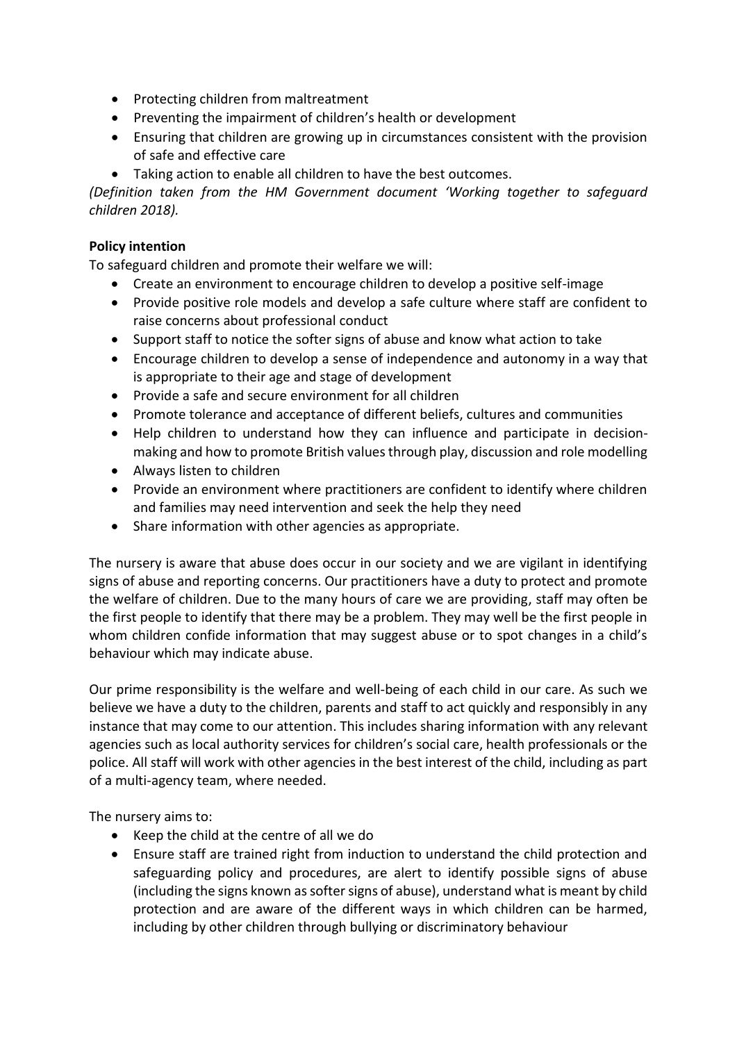- Protecting children from maltreatment
- Preventing the impairment of children's health or development
- Ensuring that children are growing up in circumstances consistent with the provision of safe and effective care
- Taking action to enable all children to have the best outcomes.

*(Definition taken from the HM Government document 'Working together to safeguard children 2018).*

**Policy intention**

To safeguard children and promote their welfare we will:

- Create an environment to encourage children to develop a positive self-image
- Provide positive role models and develop a safe culture where staff are confident to raise concerns about professional conduct
- Support staff to notice the softer signs of abuse and know what action to take
- Encourage children to develop a sense of independence and autonomy in a way that is appropriate to their age and stage of development
- Provide a safe and secure environment for all children
- Promote tolerance and acceptance of different beliefs, cultures and communities
- Help children to understand how they can influence and participate in decision-making and how to promote British values through play, discussion and role modelling
- Always listen to children
- Provide an environment where practitioners are confident to identify where children and families may need intervention and seek the help they need
- Share information with other agencies as appropriate.

The nursery is aware that abuse does occur in our society and we are vigilant in identifying signs of abuse and reporting concerns. Our practitioners have a duty to protect and promote the welfare of children. Due to the many hours of care we are providing, staff may often be the first people to identify that there may be a problem. They may well be the first people in whom children confide information that may suggest abuse or to spot changes in a child's behaviour which may indicate abuse.

Our prime responsibility is the welfare and well-being of each child in our care. As such we believe we have a duty to the children, parents and staff to act quickly and responsibly in any instance that may come to our attention. This includes sharing information with any relevant agencies such as local authority services for children's social care, health professionals or the police. All staff will work with other agencies in the best interest of the child, including as part of a multi-agency team, where needed.

The nursery aims to:

- Keep the child at the centre of all we do
- Ensure staff are trained right from induction to understand the child protection and safeguarding policy and procedures, are alert to identify possible signs of abuse (including the signs known as softer signs of abuse), understand what is meant by child protection and are aware of the different ways in which children can be harmed, including by other children through bullying or discriminatory behaviour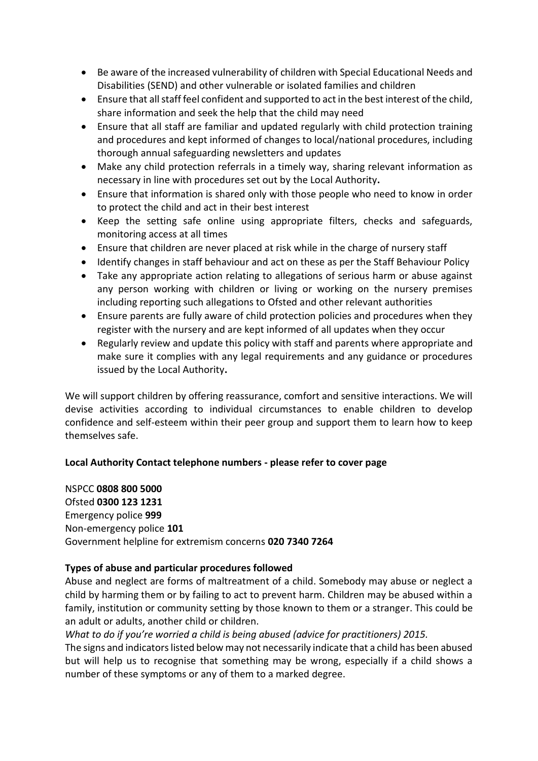- Be aware of the increased vulnerability of children with Special Educational Needs and Disabilities (SEND) and other vulnerable or isolated families and children
- Ensure that all staff feel confident and supported to act in the best interest of the child, share information and seek the help that the child may need
- Ensure that all staff are familiar and updated regularly with child protection training and procedures and kept informed of changes to local/national procedures, including thorough annual safeguarding newsletters and updates
- Make any child protection referrals in a timely way, sharing relevant information as necessary in line with procedures set out by the Local Authority**.**
- Ensure that information is shared only with those people who need to know in order to protect the child and act in their best interest
- Keep the setting safe online using appropriate filters, checks and safeguards, monitoring access at all times
- Ensure that children are never placed at risk while in the charge of nursery staff
- Identify changes in staff behaviour and act on these as per the Staff Behaviour Policy
- Take any appropriate action relating to allegations of serious harm or abuse against any person working with children or living or working on the nursery premises including reporting such allegations to Ofsted and other relevant authorities
- Ensure parents are fully aware of child protection policies and procedures when they register with the nursery and are kept informed of all updates when they occur
- Regularly review and update this policy with staff and parents where appropriate and make sure it complies with any legal requirements and any guidance or procedures issued by the Local Authority**.**

We will support children by offering reassurance, comfort and sensitive interactions. We will devise activities according to individual circumstances to enable children to develop confidence and self-esteem within their peer group and support them to learn how to keep themselves safe.

**Local Authority Contact telephone numbers - please refer to cover page**

NSPCC **0808 800 5000**
Ofsted **0300 123 1231**
Emergency police **999**
Non-emergency police **101**
Government helpline for extremism concerns **020 7340 7264**

**Types of abuse and particular procedures followed**

Abuse and neglect are forms of maltreatment of a child. Somebody may abuse or neglect a child by harming them or by failing to act to prevent harm. Children may be abused within a family, institution or community setting by those known to them or a stranger. This could be an adult or adults, another child or children.

*What to do if you're worried a child is being abused (advice for practitioners) 2015.*

The signs and indicators listed below may not necessarily indicate that a child has been abused but will help us to recognise that something may be wrong, especially if a child shows a number of these symptoms or any of them to a marked degree.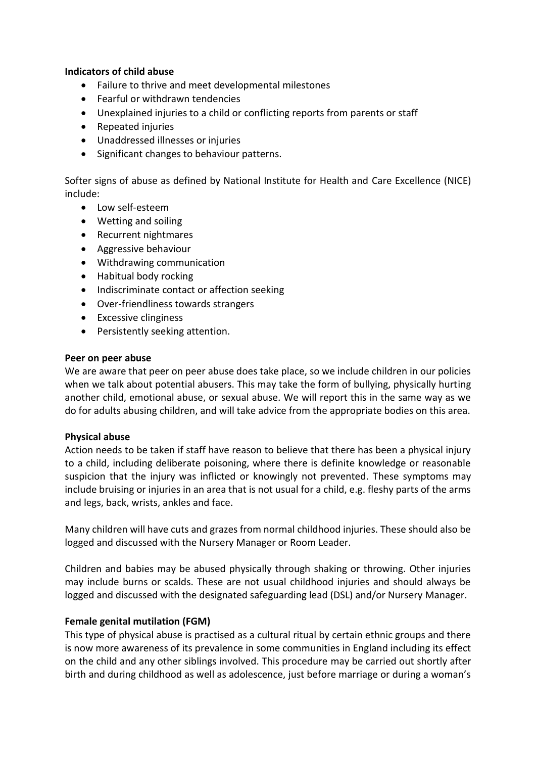**Indicators of child abuse**

- Failure to thrive and meet developmental milestones
- Fearful or withdrawn tendencies
- Unexplained injuries to a child or conflicting reports from parents or staff
- Repeated injuries
- Unaddressed illnesses or injuries
- Significant changes to behaviour patterns.

Softer signs of abuse as defined by National Institute for Health and Care Excellence (NICE) include:

- Low self-esteem
- Wetting and soiling
- Recurrent nightmares
- Aggressive behaviour
- Withdrawing communication
- Habitual body rocking
- Indiscriminate contact or affection seeking
- Over-friendliness towards strangers
- Excessive clinginess
- Persistently seeking attention.

**Peer on peer abuse**

We are aware that peer on peer abuse does take place, so we include children in our policies when we talk about potential abusers. This may take the form of bullying, physically hurting another child, emotional abuse, or sexual abuse. We will report this in the same way as we do for adults abusing children, and will take advice from the appropriate bodies on this area.

**Physical abuse**

Action needs to be taken if staff have reason to believe that there has been a physical injury to a child, including deliberate poisoning, where there is definite knowledge or reasonable suspicion that the injury was inflicted or knowingly not prevented. These symptoms may include bruising or injuries in an area that is not usual for a child, e.g. fleshy parts of the arms and legs, back, wrists, ankles and face.

Many children will have cuts and grazes from normal childhood injuries. These should also be logged and discussed with the Nursery Manager or Room Leader.

Children and babies may be abused physically through shaking or throwing. Other injuries may include burns or scalds. These are not usual childhood injuries and should always be logged and discussed with the designated safeguarding lead (DSL) and/or Nursery Manager.

**Female genital mutilation (FGM)**

This type of physical abuse is practised as a cultural ritual by certain ethnic groups and there is now more awareness of its prevalence in some communities in England including its effect on the child and any other siblings involved. This procedure may be carried out shortly after birth and during childhood as well as adolescence, just before marriage or during a woman's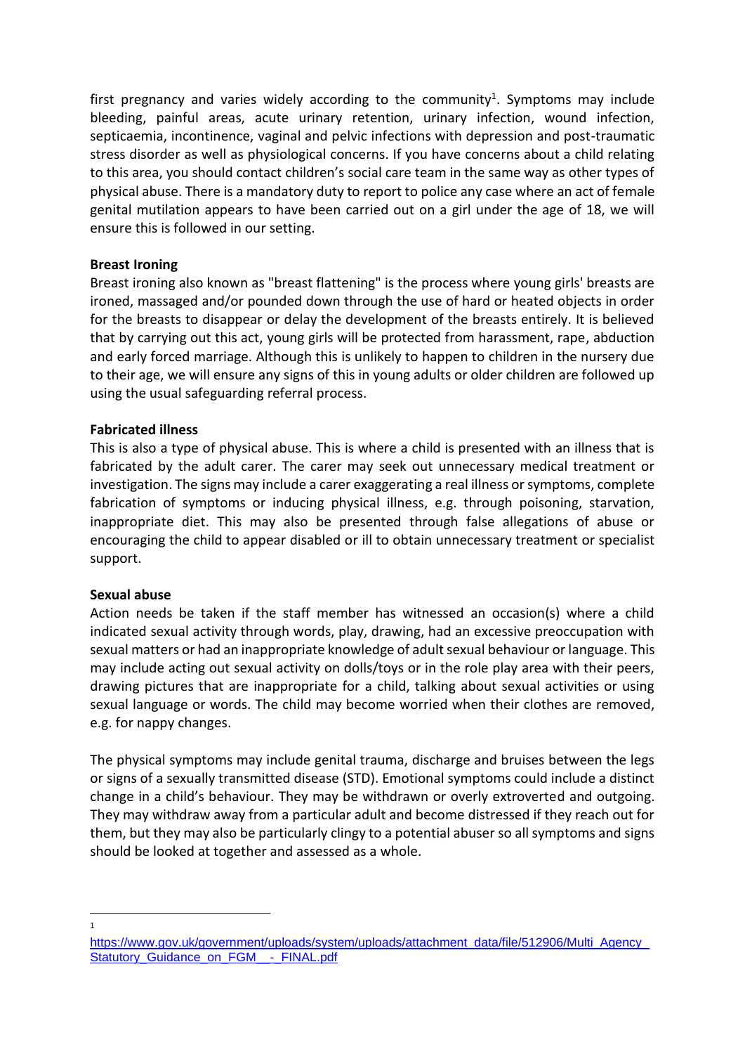first pregnancy and varies widely according to the community[1]. Symptoms may include bleeding, painful areas, acute urinary retention, urinary infection, wound infection, septicaemia, incontinence, vaginal and pelvic infections with depression and post-traumatic stress disorder as well as physiological concerns. If you have concerns about a child relating to this area, you should contact children's social care team in the same way as other types of physical abuse. There is a mandatory duty to report to police any case where an act of female genital mutilation appears to have been carried out on a girl under the age of 18, we will ensure this is followed in our setting.

**Breast Ironing**
Breast ironing also known as "breast flattening" is the process where young girls' breasts are ironed, massaged and/or pounded down through the use of hard or heated objects in order for the breasts to disappear or delay the development of the breasts entirely. It is believed that by carrying out this act, young girls will be protected from harassment, rape, abduction and early forced marriage. Although this is unlikely to happen to children in the nursery due to their age, we will ensure any signs of this in young adults or older children are followed up using the usual safeguarding referral process.

**Fabricated illness**
This is also a type of physical abuse. This is where a child is presented with an illness that is fabricated by the adult carer. The carer may seek out unnecessary medical treatment or investigation. The signs may include a carer exaggerating a real illness or symptoms, complete fabrication of symptoms or inducing physical illness, e.g. through poisoning, starvation, inappropriate diet. This may also be presented through false allegations of abuse or encouraging the child to appear disabled or ill to obtain unnecessary treatment or specialist support.

**Sexual abuse**
Action needs be taken if the staff member has witnessed an occasion(s) where a child indicated sexual activity through words, play, drawing, had an excessive preoccupation with sexual matters or had an inappropriate knowledge of adult sexual behaviour or language. This may include acting out sexual activity on dolls/toys or in the role play area with their peers, drawing pictures that are inappropriate for a child, talking about sexual activities or using sexual language or words. The child may become worried when their clothes are removed, e.g. for nappy changes.

The physical symptoms may include genital trauma, discharge and bruises between the legs or signs of a sexually transmitted disease (STD). Emotional symptoms could include a distinct change in a child's behaviour. They may be withdrawn or overly extroverted and outgoing. They may withdraw away from a particular adult and become distressed if they reach out for them, but they may also be particularly clingy to a potential abuser so all symptoms and signs should be looked at together and assessed as a whole.

---

[1] https://www.gov.uk/government/uploads/system/uploads/attachment_data/file/512906/Multi_Agency_Statutory_Guidance_on_FGM__-_FINAL.pdf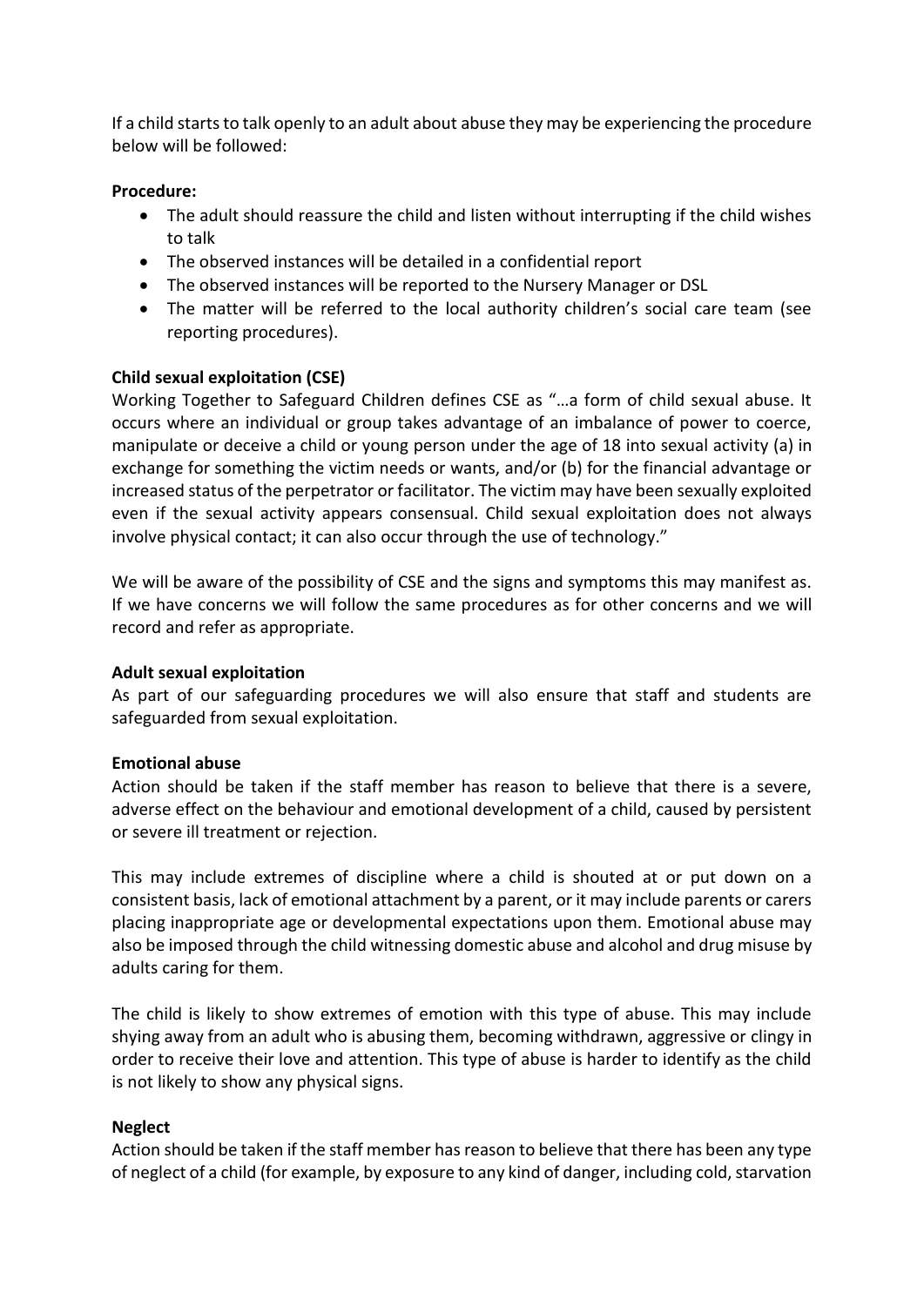If a child starts to talk openly to an adult about abuse they may be experiencing the procedure below will be followed:

**Procedure:**

- The adult should reassure the child and listen without interrupting if the child wishes to talk
- The observed instances will be detailed in a confidential report
- The observed instances will be reported to the Nursery Manager or DSL
- The matter will be referred to the local authority children's social care team (see reporting procedures).

**Child sexual exploitation (CSE)**

Working Together to Safeguard Children defines CSE as "…a form of child sexual abuse. It occurs where an individual or group takes advantage of an imbalance of power to coerce, manipulate or deceive a child or young person under the age of 18 into sexual activity (a) in exchange for something the victim needs or wants, and/or (b) for the financial advantage or increased status of the perpetrator or facilitator. The victim may have been sexually exploited even if the sexual activity appears consensual. Child sexual exploitation does not always involve physical contact; it can also occur through the use of technology."

We will be aware of the possibility of CSE and the signs and symptoms this may manifest as. If we have concerns we will follow the same procedures as for other concerns and we will record and refer as appropriate.

**Adult sexual exploitation**

As part of our safeguarding procedures we will also ensure that staff and students are safeguarded from sexual exploitation.

**Emotional abuse**

Action should be taken if the staff member has reason to believe that there is a severe, adverse effect on the behaviour and emotional development of a child, caused by persistent or severe ill treatment or rejection.

This may include extremes of discipline where a child is shouted at or put down on a consistent basis, lack of emotional attachment by a parent, or it may include parents or carers placing inappropriate age or developmental expectations upon them. Emotional abuse may also be imposed through the child witnessing domestic abuse and alcohol and drug misuse by adults caring for them.

The child is likely to show extremes of emotion with this type of abuse. This may include shying away from an adult who is abusing them, becoming withdrawn, aggressive or clingy in order to receive their love and attention. This type of abuse is harder to identify as the child is not likely to show any physical signs.

**Neglect**

Action should be taken if the staff member has reason to believe that there has been any type of neglect of a child (for example, by exposure to any kind of danger, including cold, starvation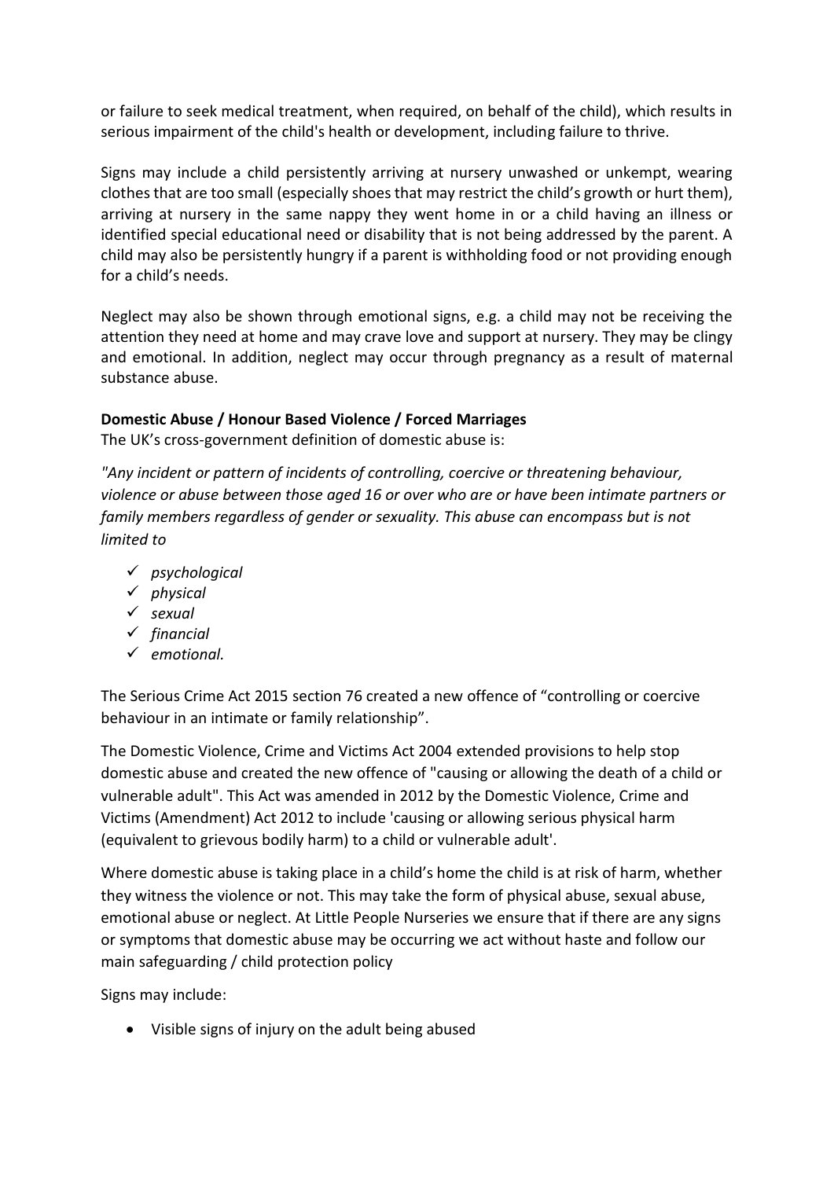or failure to seek medical treatment, when required, on behalf of the child), which results in serious impairment of the child's health or development, including failure to thrive.

Signs may include a child persistently arriving at nursery unwashed or unkempt, wearing clothes that are too small (especially shoes that may restrict the child's growth or hurt them), arriving at nursery in the same nappy they went home in or a child having an illness or identified special educational need or disability that is not being addressed by the parent. A child may also be persistently hungry if a parent is withholding food or not providing enough for a child's needs.

Neglect may also be shown through emotional signs, e.g. a child may not be receiving the attention they need at home and may crave love and support at nursery. They may be clingy and emotional. In addition, neglect may occur through pregnancy as a result of maternal substance abuse.

**Domestic Abuse / Honour Based Violence / Forced Marriages**

The UK's cross-government definition of domestic abuse is:

*"Any incident or pattern of incidents of controlling, coercive or threatening behaviour, violence or abuse between those aged 16 or over who are or have been intimate partners or family members regardless of gender or sexuality. This abuse can encompass but is not limited to*

- ✓ *psychological*
- ✓ *physical*
- ✓ *sexual*
- ✓ *financial*
- ✓ *emotional.*

The Serious Crime Act 2015 section 76 created a new offence of "controlling or coercive behaviour in an intimate or family relationship".

The Domestic Violence, Crime and Victims Act 2004 extended provisions to help stop domestic abuse and created the new offence of "causing or allowing the death of a child or vulnerable adult". This Act was amended in 2012 by the Domestic Violence, Crime and Victims (Amendment) Act 2012 to include 'causing or allowing serious physical harm (equivalent to grievous bodily harm) to a child or vulnerable adult'.

Where domestic abuse is taking place in a child's home the child is at risk of harm, whether they witness the violence or not. This may take the form of physical abuse, sexual abuse, emotional abuse or neglect. At Little People Nurseries we ensure that if there are any signs or symptoms that domestic abuse may be occurring we act without haste and follow our main safeguarding / child protection policy

Signs may include:

- Visible signs of injury on the adult being abused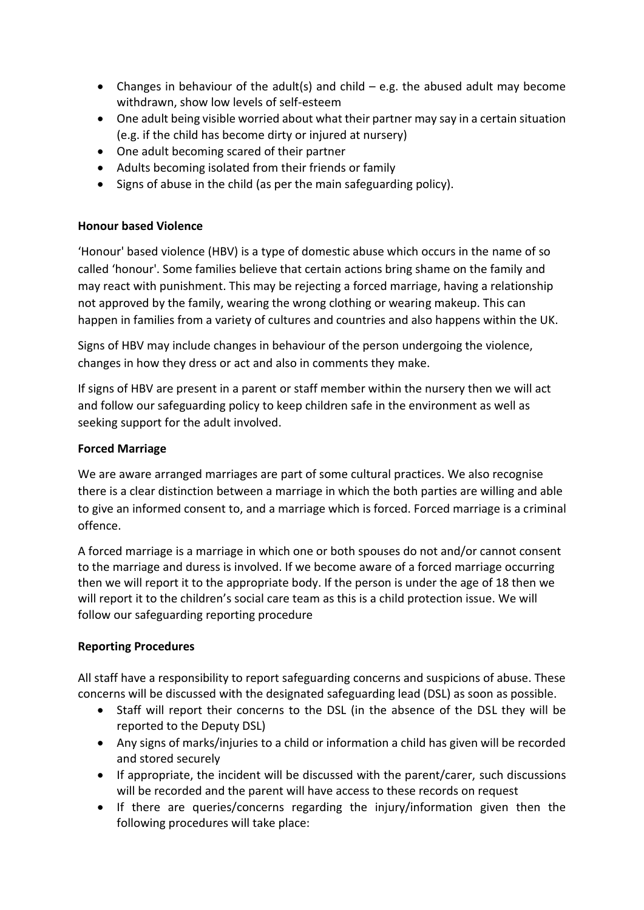- Changes in behaviour of the adult(s) and child – e.g. the abused adult may become withdrawn, show low levels of self-esteem
- One adult being visible worried about what their partner may say in a certain situation (e.g. if the child has become dirty or injured at nursery)
- One adult becoming scared of their partner
- Adults becoming isolated from their friends or family
- Signs of abuse in the child (as per the main safeguarding policy).

**Honour based Violence**

'Honour' based violence (HBV) is a type of domestic abuse which occurs in the name of so called 'honour'. Some families believe that certain actions bring shame on the family and may react with punishment. This may be rejecting a forced marriage, having a relationship not approved by the family, wearing the wrong clothing or wearing makeup. This can happen in families from a variety of cultures and countries and also happens within the UK.

Signs of HBV may include changes in behaviour of the person undergoing the violence, changes in how they dress or act and also in comments they make.

If signs of HBV are present in a parent or staff member within the nursery then we will act and follow our safeguarding policy to keep children safe in the environment as well as seeking support for the adult involved.

**Forced Marriage**

We are aware arranged marriages are part of some cultural practices. We also recognise there is a clear distinction between a marriage in which the both parties are willing and able to give an informed consent to, and a marriage which is forced. Forced marriage is a criminal offence.

A forced marriage is a marriage in which one or both spouses do not and/or cannot consent to the marriage and duress is involved. If we become aware of a forced marriage occurring then we will report it to the appropriate body. If the person is under the age of 18 then we will report it to the children's social care team as this is a child protection issue. We will follow our safeguarding reporting procedure

**Reporting Procedures**

All staff have a responsibility to report safeguarding concerns and suspicions of abuse. These concerns will be discussed with the designated safeguarding lead (DSL) as soon as possible.

- Staff will report their concerns to the DSL (in the absence of the DSL they will be reported to the Deputy DSL)
- Any signs of marks/injuries to a child or information a child has given will be recorded and stored securely
- If appropriate, the incident will be discussed with the parent/carer, such discussions will be recorded and the parent will have access to these records on request
- If there are queries/concerns regarding the injury/information given then the following procedures will take place: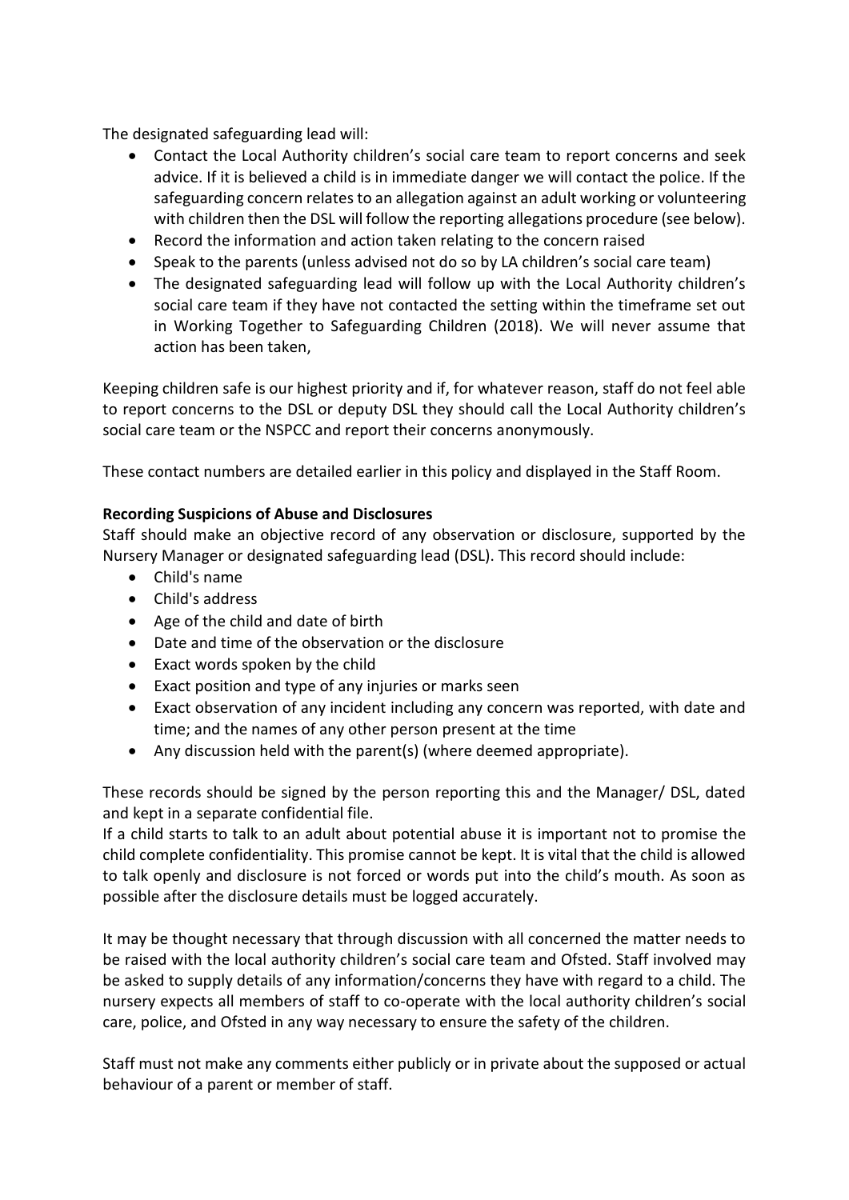The designated safeguarding lead will:

- Contact the Local Authority children's social care team to report concerns and seek advice. If it is believed a child is in immediate danger we will contact the police. If the safeguarding concern relates to an allegation against an adult working or volunteering with children then the DSL will follow the reporting allegations procedure (see below).
- Record the information and action taken relating to the concern raised
- Speak to the parents (unless advised not do so by LA children's social care team)
- The designated safeguarding lead will follow up with the Local Authority children's social care team if they have not contacted the setting within the timeframe set out in Working Together to Safeguarding Children (2018). We will never assume that action has been taken,

Keeping children safe is our highest priority and if, for whatever reason, staff do not feel able to report concerns to the DSL or deputy DSL they should call the Local Authority children's social care team or the NSPCC and report their concerns anonymously.

These contact numbers are detailed earlier in this policy and displayed in the Staff Room.

**Recording Suspicions of Abuse and Disclosures**

Staff should make an objective record of any observation or disclosure, supported by the Nursery Manager or designated safeguarding lead (DSL). This record should include:

- Child's name
- Child's address
- Age of the child and date of birth
- Date and time of the observation or the disclosure
- Exact words spoken by the child
- Exact position and type of any injuries or marks seen
- Exact observation of any incident including any concern was reported, with date and time; and the names of any other person present at the time
- Any discussion held with the parent(s) (where deemed appropriate).

These records should be signed by the person reporting this and the Manager/ DSL, dated and kept in a separate confidential file.

If a child starts to talk to an adult about potential abuse it is important not to promise the child complete confidentiality. This promise cannot be kept. It is vital that the child is allowed to talk openly and disclosure is not forced or words put into the child's mouth. As soon as possible after the disclosure details must be logged accurately.

It may be thought necessary that through discussion with all concerned the matter needs to be raised with the local authority children's social care team and Ofsted. Staff involved may be asked to supply details of any information/concerns they have with regard to a child. The nursery expects all members of staff to co-operate with the local authority children's social care, police, and Ofsted in any way necessary to ensure the safety of the children.

Staff must not make any comments either publicly or in private about the supposed or actual behaviour of a parent or member of staff.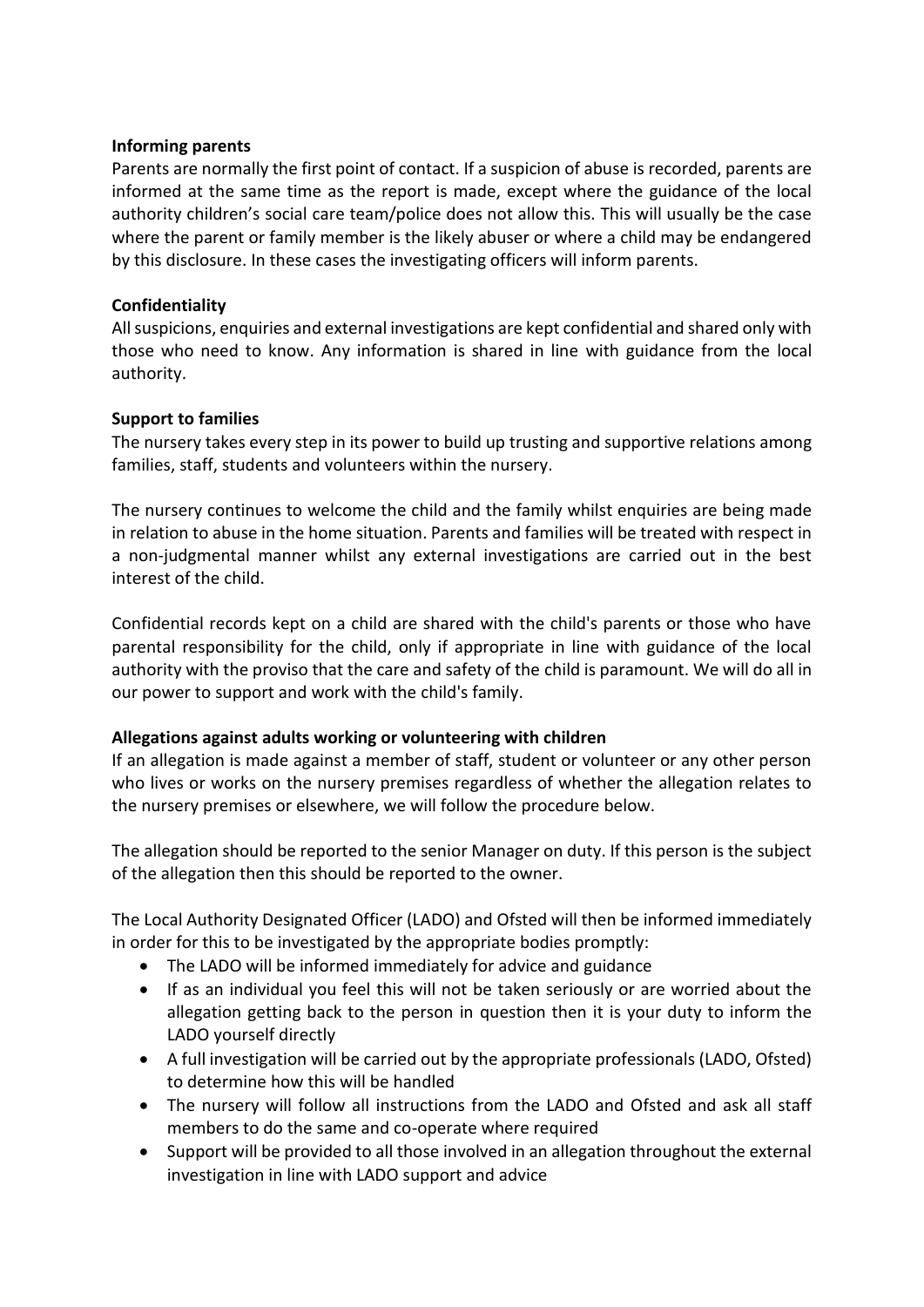**Informing parents**

Parents are normally the first point of contact. If a suspicion of abuse is recorded, parents are informed at the same time as the report is made, except where the guidance of the local authority children's social care team/police does not allow this. This will usually be the case where the parent or family member is the likely abuser or where a child may be endangered by this disclosure. In these cases the investigating officers will inform parents.

**Confidentiality**

All suspicions, enquiries and external investigations are kept confidential and shared only with those who need to know. Any information is shared in line with guidance from the local authority.

**Support to families**

The nursery takes every step in its power to build up trusting and supportive relations among families, staff, students and volunteers within the nursery.

The nursery continues to welcome the child and the family whilst enquiries are being made in relation to abuse in the home situation. Parents and families will be treated with respect in a non-judgmental manner whilst any external investigations are carried out in the best interest of the child.

Confidential records kept on a child are shared with the child's parents or those who have parental responsibility for the child, only if appropriate in line with guidance of the local authority with the proviso that the care and safety of the child is paramount. We will do all in our power to support and work with the child's family.

**Allegations against adults working or volunteering with children**

If an allegation is made against a member of staff, student or volunteer or any other person who lives or works on the nursery premises regardless of whether the allegation relates to the nursery premises or elsewhere, we will follow the procedure below.

The allegation should be reported to the senior Manager on duty. If this person is the subject of the allegation then this should be reported to the owner.

The Local Authority Designated Officer (LADO) and Ofsted will then be informed immediately in order for this to be investigated by the appropriate bodies promptly:

- The LADO will be informed immediately for advice and guidance
- If as an individual you feel this will not be taken seriously or are worried about the allegation getting back to the person in question then it is your duty to inform the LADO yourself directly
- A full investigation will be carried out by the appropriate professionals (LADO, Ofsted) to determine how this will be handled
- The nursery will follow all instructions from the LADO and Ofsted and ask all staff members to do the same and co-operate where required
- Support will be provided to all those involved in an allegation throughout the external investigation in line with LADO support and advice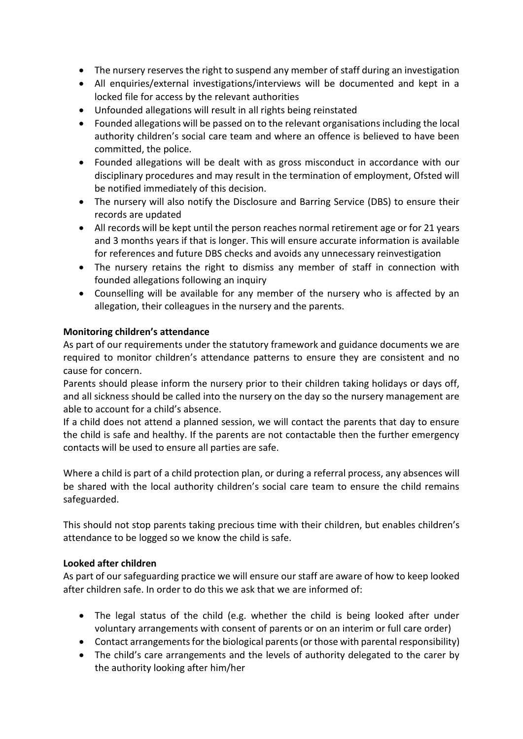- The nursery reserves the right to suspend any member of staff during an investigation
- All enquiries/external investigations/interviews will be documented and kept in a locked file for access by the relevant authorities
- Unfounded allegations will result in all rights being reinstated
- Founded allegations will be passed on to the relevant organisations including the local authority children's social care team and where an offence is believed to have been committed, the police.
- Founded allegations will be dealt with as gross misconduct in accordance with our disciplinary procedures and may result in the termination of employment, Ofsted will be notified immediately of this decision.
- The nursery will also notify the Disclosure and Barring Service (DBS) to ensure their records are updated
- All records will be kept until the person reaches normal retirement age or for 21 years and 3 months years if that is longer. This will ensure accurate information is available for references and future DBS checks and avoids any unnecessary reinvestigation
- The nursery retains the right to dismiss any member of staff in connection with founded allegations following an inquiry
- Counselling will be available for any member of the nursery who is affected by an allegation, their colleagues in the nursery and the parents.

**Monitoring children's attendance**

As part of our requirements under the statutory framework and guidance documents we are required to monitor children's attendance patterns to ensure they are consistent and no cause for concern.

Parents should please inform the nursery prior to their children taking holidays or days off, and all sickness should be called into the nursery on the day so the nursery management are able to account for a child's absence.

If a child does not attend a planned session, we will contact the parents that day to ensure the child is safe and healthy. If the parents are not contactable then the further emergency contacts will be used to ensure all parties are safe.

Where a child is part of a child protection plan, or during a referral process, any absences will be shared with the local authority children's social care team to ensure the child remains safeguarded.

This should not stop parents taking precious time with their children, but enables children's attendance to be logged so we know the child is safe.

**Looked after children**

As part of our safeguarding practice we will ensure our staff are aware of how to keep looked after children safe. In order to do this we ask that we are informed of:

- The legal status of the child (e.g. whether the child is being looked after under voluntary arrangements with consent of parents or on an interim or full care order)
- Contact arrangements for the biological parents (or those with parental responsibility)
- The child's care arrangements and the levels of authority delegated to the carer by the authority looking after him/her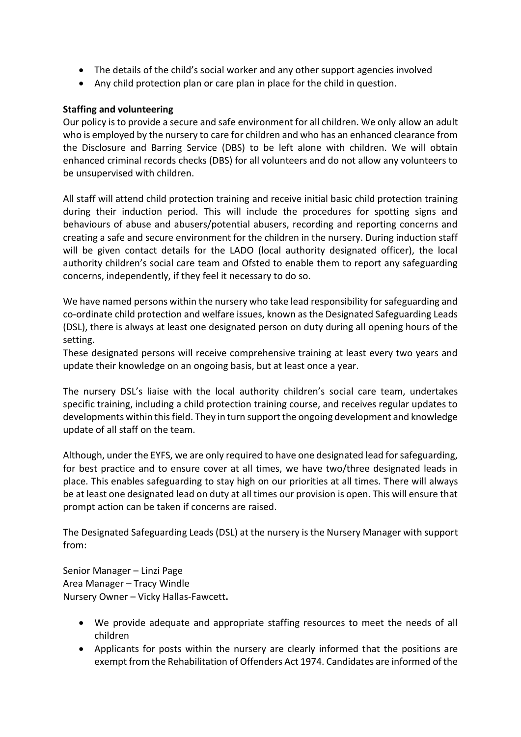- The details of the child's social worker and any other support agencies involved
- Any child protection plan or care plan in place for the child in question.

**Staffing and volunteering**

Our policy is to provide a secure and safe environment for all children. We only allow an adult who is employed by the nursery to care for children and who has an enhanced clearance from the Disclosure and Barring Service (DBS) to be left alone with children. We will obtain enhanced criminal records checks (DBS) for all volunteers and do not allow any volunteers to be unsupervised with children.

All staff will attend child protection training and receive initial basic child protection training during their induction period. This will include the procedures for spotting signs and behaviours of abuse and abusers/potential abusers, recording and reporting concerns and creating a safe and secure environment for the children in the nursery. During induction staff will be given contact details for the LADO (local authority designated officer), the local authority children's social care team and Ofsted to enable them to report any safeguarding concerns, independently, if they feel it necessary to do so.

We have named persons within the nursery who take lead responsibility for safeguarding and co-ordinate child protection and welfare issues, known as the Designated Safeguarding Leads (DSL), there is always at least one designated person on duty during all opening hours of the setting.

These designated persons will receive comprehensive training at least every two years and update their knowledge on an ongoing basis, but at least once a year.

The nursery DSL's liaise with the local authority children's social care team, undertakes specific training, including a child protection training course, and receives regular updates to developments within this field. They in turn support the ongoing development and knowledge update of all staff on the team.

Although, under the EYFS, we are only required to have one designated lead for safeguarding, for best practice and to ensure cover at all times, we have two/three designated leads in place. This enables safeguarding to stay high on our priorities at all times. There will always be at least one designated lead on duty at all times our provision is open. This will ensure that prompt action can be taken if concerns are raised.

The Designated Safeguarding Leads (DSL) at the nursery is the Nursery Manager with support from:

Senior Manager – Linzi Page
Area Manager – Tracy Windle
Nursery Owner – Vicky Hallas-Fawcett**.**

- We provide adequate and appropriate staffing resources to meet the needs of all children
- Applicants for posts within the nursery are clearly informed that the positions are exempt from the Rehabilitation of Offenders Act 1974. Candidates are informed of the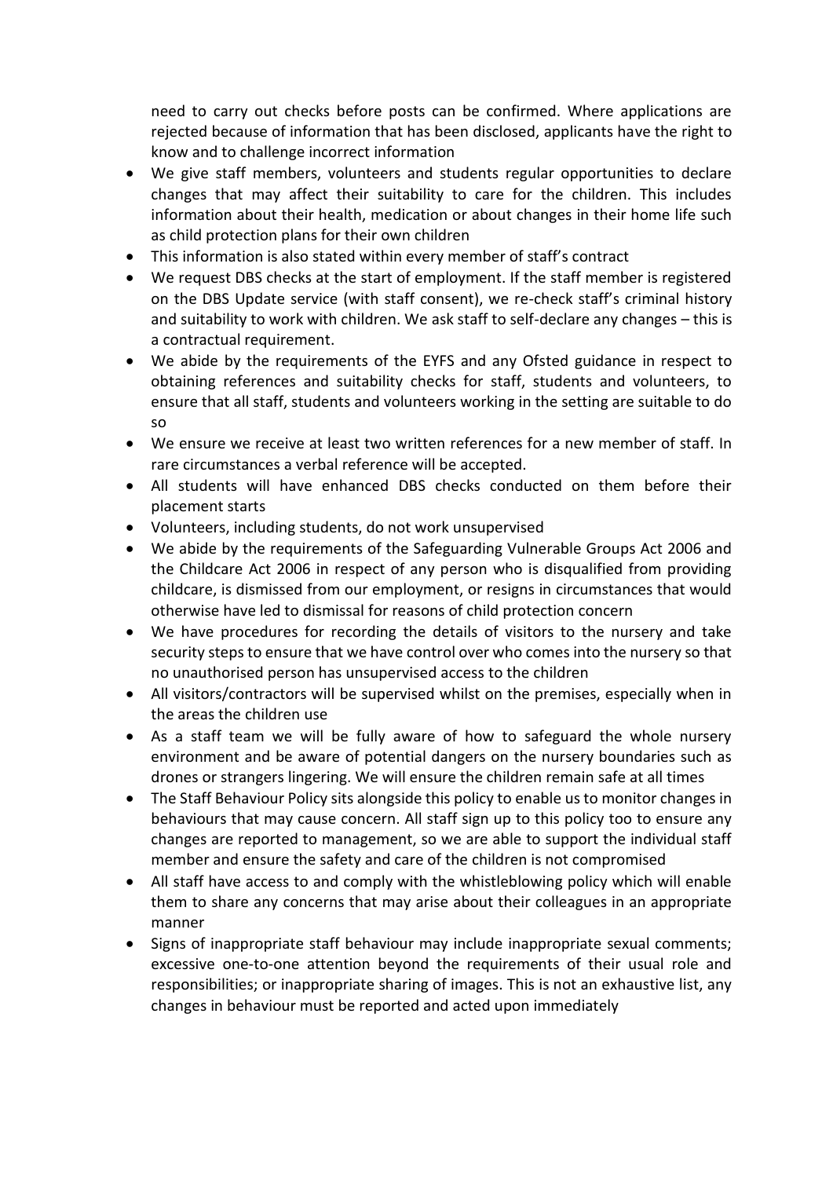need to carry out checks before posts can be confirmed. Where applications are rejected because of information that has been disclosed, applicants have the right to know and to challenge incorrect information

- We give staff members, volunteers and students regular opportunities to declare changes that may affect their suitability to care for the children. This includes information about their health, medication or about changes in their home life such as child protection plans for their own children
- This information is also stated within every member of staff's contract
- We request DBS checks at the start of employment. If the staff member is registered on the DBS Update service (with staff consent), we re-check staff's criminal history and suitability to work with children. We ask staff to self-declare any changes – this is a contractual requirement.
- We abide by the requirements of the EYFS and any Ofsted guidance in respect to obtaining references and suitability checks for staff, students and volunteers, to ensure that all staff, students and volunteers working in the setting are suitable to do so
- We ensure we receive at least two written references for a new member of staff. In rare circumstances a verbal reference will be accepted.
- All students will have enhanced DBS checks conducted on them before their placement starts
- Volunteers, including students, do not work unsupervised
- We abide by the requirements of the Safeguarding Vulnerable Groups Act 2006 and the Childcare Act 2006 in respect of any person who is disqualified from providing childcare, is dismissed from our employment, or resigns in circumstances that would otherwise have led to dismissal for reasons of child protection concern
- We have procedures for recording the details of visitors to the nursery and take security steps to ensure that we have control over who comes into the nursery so that no unauthorised person has unsupervised access to the children
- All visitors/contractors will be supervised whilst on the premises, especially when in the areas the children use
- As a staff team we will be fully aware of how to safeguard the whole nursery environment and be aware of potential dangers on the nursery boundaries such as drones or strangers lingering. We will ensure the children remain safe at all times
- The Staff Behaviour Policy sits alongside this policy to enable us to monitor changes in behaviours that may cause concern. All staff sign up to this policy too to ensure any changes are reported to management, so we are able to support the individual staff member and ensure the safety and care of the children is not compromised
- All staff have access to and comply with the whistleblowing policy which will enable them to share any concerns that may arise about their colleagues in an appropriate manner
- Signs of inappropriate staff behaviour may include inappropriate sexual comments; excessive one-to-one attention beyond the requirements of their usual role and responsibilities; or inappropriate sharing of images. This is not an exhaustive list, any changes in behaviour must be reported and acted upon immediately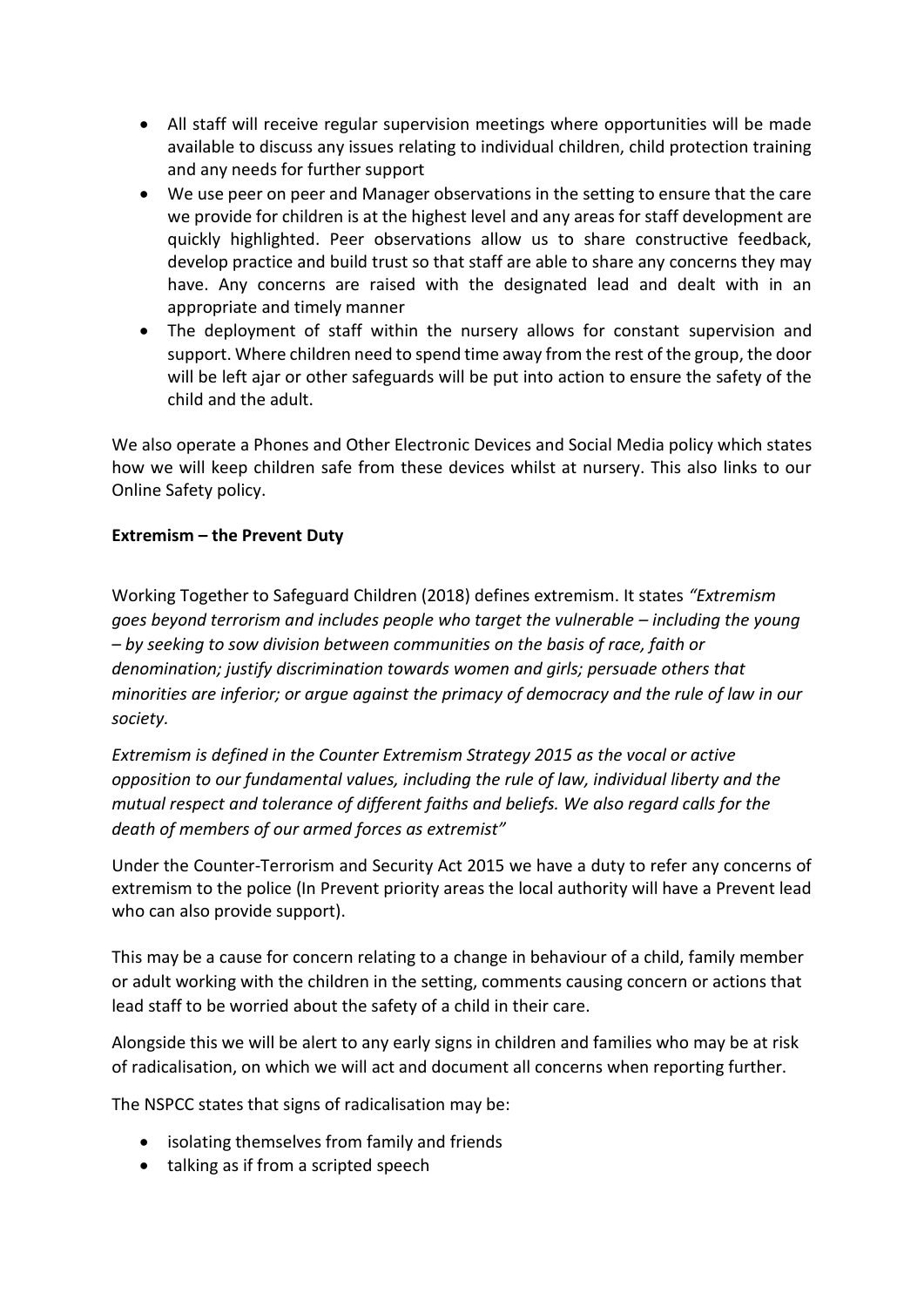- All staff will receive regular supervision meetings where opportunities will be made available to discuss any issues relating to individual children, child protection training and any needs for further support
- We use peer on peer and Manager observations in the setting to ensure that the care we provide for children is at the highest level and any areas for staff development are quickly highlighted. Peer observations allow us to share constructive feedback, develop practice and build trust so that staff are able to share any concerns they may have. Any concerns are raised with the designated lead and dealt with in an appropriate and timely manner
- The deployment of staff within the nursery allows for constant supervision and support. Where children need to spend time away from the rest of the group, the door will be left ajar or other safeguards will be put into action to ensure the safety of the child and the adult.

We also operate a Phones and Other Electronic Devices and Social Media policy which states how we will keep children safe from these devices whilst at nursery. This also links to our Online Safety policy.

**Extremism – the Prevent Duty**

Working Together to Safeguard Children (2018) defines extremism. It states *"Extremism goes beyond terrorism and includes people who target the vulnerable – including the young – by seeking to sow division between communities on the basis of race, faith or denomination; justify discrimination towards women and girls; persuade others that minorities are inferior; or argue against the primacy of democracy and the rule of law in our society.*

*Extremism is defined in the Counter Extremism Strategy 2015 as the vocal or active opposition to our fundamental values, including the rule of law, individual liberty and the mutual respect and tolerance of different faiths and beliefs. We also regard calls for the death of members of our armed forces as extremist"*

Under the Counter-Terrorism and Security Act 2015 we have a duty to refer any concerns of extremism to the police (In Prevent priority areas the local authority will have a Prevent lead who can also provide support).

This may be a cause for concern relating to a change in behaviour of a child, family member or adult working with the children in the setting, comments causing concern or actions that lead staff to be worried about the safety of a child in their care.

Alongside this we will be alert to any early signs in children and families who may be at risk of radicalisation, on which we will act and document all concerns when reporting further.

The NSPCC states that signs of radicalisation may be:

- isolating themselves from family and friends
- talking as if from a scripted speech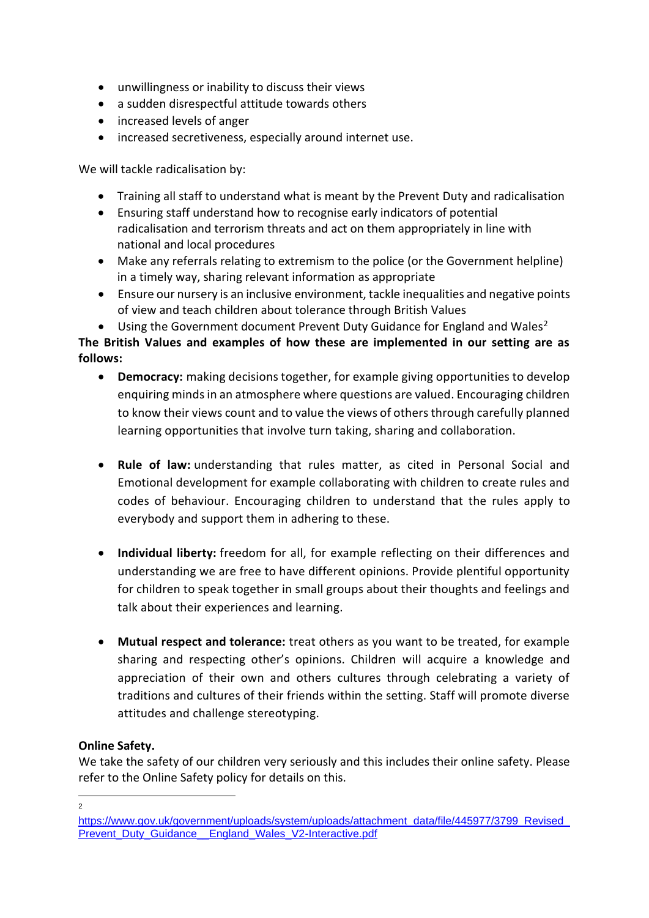- unwillingness or inability to discuss their views
- a sudden disrespectful attitude towards others
- increased levels of anger
- increased secretiveness, especially around internet use.

We will tackle radicalisation by:

- Training all staff to understand what is meant by the Prevent Duty and radicalisation
- Ensuring staff understand how to recognise early indicators of potential radicalisation and terrorism threats and act on them appropriately in line with national and local procedures
- Make any referrals relating to extremism to the police (or the Government helpline) in a timely way, sharing relevant information as appropriate
- Ensure our nursery is an inclusive environment, tackle inequalities and negative points of view and teach children about tolerance through British Values
- Using the Government document Prevent Duty Guidance for England and Wales[2]

**The British Values and examples of how these are implemented in our setting are as follows:**

- **Democracy:** making decisions together, for example giving opportunities to develop enquiring minds in an atmosphere where questions are valued. Encouraging children to know their views count and to value the views of others through carefully planned learning opportunities that involve turn taking, sharing and collaboration.

- **Rule of law:** understanding that rules matter, as cited in Personal Social and Emotional development for example collaborating with children to create rules and codes of behaviour. Encouraging children to understand that the rules apply to everybody and support them in adhering to these.

- **Individual liberty:** freedom for all, for example reflecting on their differences and understanding we are free to have different opinions. Provide plentiful opportunity for children to speak together in small groups about their thoughts and feelings and talk about their experiences and learning.

- **Mutual respect and tolerance:** treat others as you want to be treated, for example sharing and respecting other's opinions. Children will acquire a knowledge and appreciation of their own and others cultures through celebrating a variety of traditions and cultures of their friends within the setting. Staff will promote diverse attitudes and challenge stereotyping.

**Online Safety.**

We take the safety of our children very seriously and this includes their online safety. Please refer to the Online Safety policy for details on this.

---

[2] https://www.gov.uk/government/uploads/system/uploads/attachment_data/file/445977/3799_Revised_Prevent_Duty_Guidance__England_Wales_V2-Interactive.pdf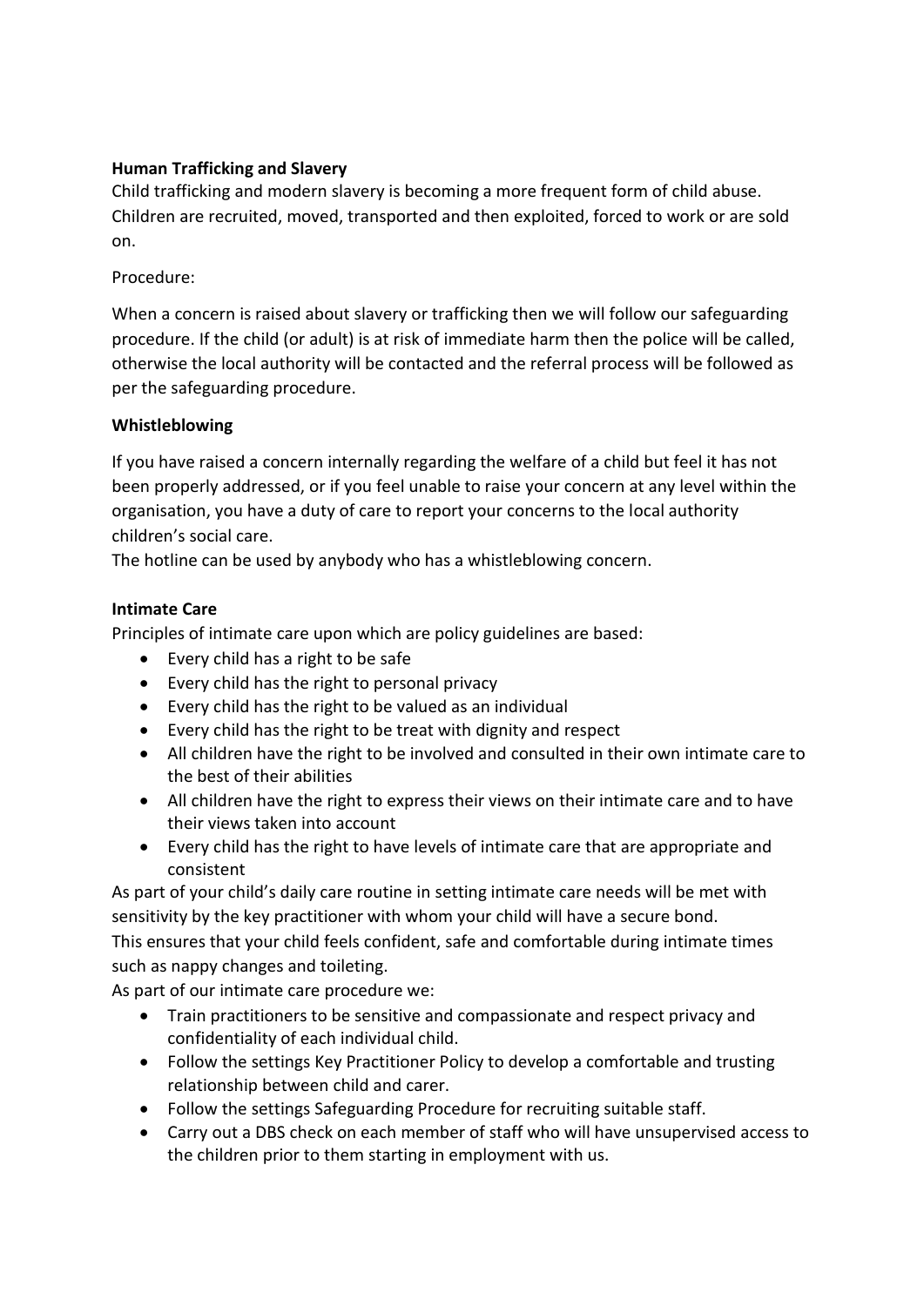**Human Trafficking and Slavery**

Child trafficking and modern slavery is becoming a more frequent form of child abuse. Children are recruited, moved, transported and then exploited, forced to work or are sold on.

Procedure:

When a concern is raised about slavery or trafficking then we will follow our safeguarding procedure. If the child (or adult) is at risk of immediate harm then the police will be called, otherwise the local authority will be contacted and the referral process will be followed as per the safeguarding procedure.

**Whistleblowing**

If you have raised a concern internally regarding the welfare of a child but feel it has not been properly addressed, or if you feel unable to raise your concern at any level within the organisation, you have a duty of care to report your concerns to the local authority children's social care.

The hotline can be used by anybody who has a whistleblowing concern.

**Intimate Care**

Principles of intimate care upon which are policy guidelines are based:

- Every child has a right to be safe
- Every child has the right to personal privacy
- Every child has the right to be valued as an individual
- Every child has the right to be treat with dignity and respect
- All children have the right to be involved and consulted in their own intimate care to the best of their abilities
- All children have the right to express their views on their intimate care and to have their views taken into account
- Every child has the right to have levels of intimate care that are appropriate and consistent

As part of your child's daily care routine in setting intimate care needs will be met with sensitivity by the key practitioner with whom your child will have a secure bond.

This ensures that your child feels confident, safe and comfortable during intimate times such as nappy changes and toileting.

As part of our intimate care procedure we:

- Train practitioners to be sensitive and compassionate and respect privacy and confidentiality of each individual child.
- Follow the settings Key Practitioner Policy to develop a comfortable and trusting relationship between child and carer.
- Follow the settings Safeguarding Procedure for recruiting suitable staff.
- Carry out a DBS check on each member of staff who will have unsupervised access to the children prior to them starting in employment with us.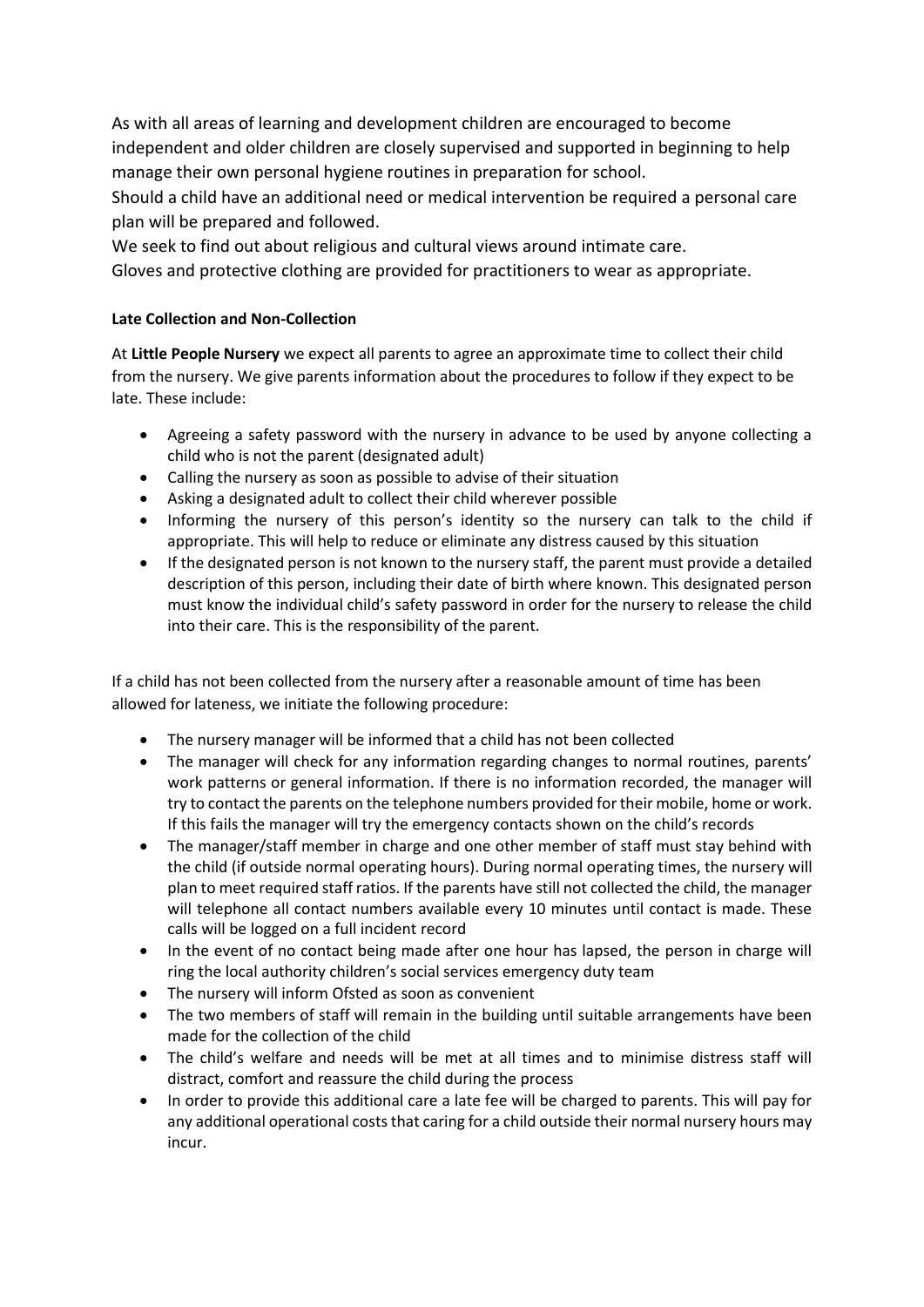As with all areas of learning and development children are encouraged to become independent and older children are closely supervised and supported in beginning to help manage their own personal hygiene routines in preparation for school.

Should a child have an additional need or medical intervention be required a personal care plan will be prepared and followed.

We seek to find out about religious and cultural views around intimate care.

Gloves and protective clothing are provided for practitioners to wear as appropriate.

**Late Collection and Non-Collection**

At **Little People Nursery** we expect all parents to agree an approximate time to collect their child from the nursery. We give parents information about the procedures to follow if they expect to be late. These include:

- Agreeing a safety password with the nursery in advance to be used by anyone collecting a child who is not the parent (designated adult)
- Calling the nursery as soon as possible to advise of their situation
- Asking a designated adult to collect their child wherever possible
- Informing the nursery of this person's identity so the nursery can talk to the child if appropriate. This will help to reduce or eliminate any distress caused by this situation
- If the designated person is not known to the nursery staff, the parent must provide a detailed description of this person, including their date of birth where known. This designated person must know the individual child's safety password in order for the nursery to release the child into their care. This is the responsibility of the parent.

If a child has not been collected from the nursery after a reasonable amount of time has been allowed for lateness, we initiate the following procedure:

- The nursery manager will be informed that a child has not been collected
- The manager will check for any information regarding changes to normal routines, parents' work patterns or general information. If there is no information recorded, the manager will try to contact the parents on the telephone numbers provided for their mobile, home or work. If this fails the manager will try the emergency contacts shown on the child's records
- The manager/staff member in charge and one other member of staff must stay behind with the child (if outside normal operating hours). During normal operating times, the nursery will plan to meet required staff ratios. If the parents have still not collected the child, the manager will telephone all contact numbers available every 10 minutes until contact is made. These calls will be logged on a full incident record
- In the event of no contact being made after one hour has lapsed, the person in charge will ring the local authority children's social services emergency duty team
- The nursery will inform Ofsted as soon as convenient
- The two members of staff will remain in the building until suitable arrangements have been made for the collection of the child
- The child's welfare and needs will be met at all times and to minimise distress staff will distract, comfort and reassure the child during the process
- In order to provide this additional care a late fee will be charged to parents. This will pay for any additional operational costs that caring for a child outside their normal nursery hours may incur.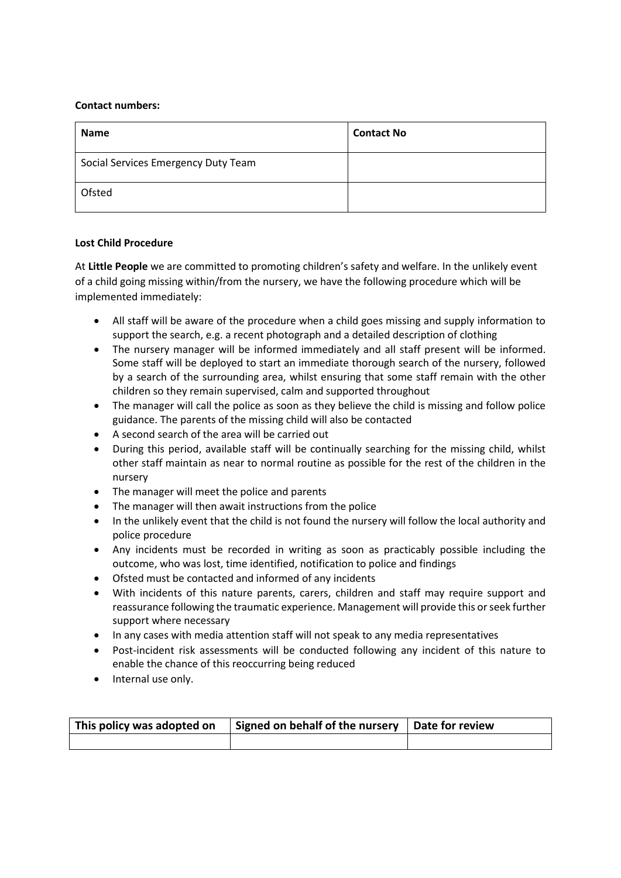**Contact numbers:**

| Name | Contact No |
| --- | --- |
| Social Services Emergency Duty Team | |
| Ofsted | |

**Lost Child Procedure**

At **Little People** we are committed to promoting children's safety and welfare. In the unlikely event of a child going missing within/from the nursery, we have the following procedure which will be implemented immediately:

- All staff will be aware of the procedure when a child goes missing and supply information to support the search, e.g. a recent photograph and a detailed description of clothing
- The nursery manager will be informed immediately and all staff present will be informed. Some staff will be deployed to start an immediate thorough search of the nursery, followed by a search of the surrounding area, whilst ensuring that some staff remain with the other children so they remain supervised, calm and supported throughout
- The manager will call the police as soon as they believe the child is missing and follow police guidance. The parents of the missing child will also be contacted
- A second search of the area will be carried out
- During this period, available staff will be continually searching for the missing child, whilst other staff maintain as near to normal routine as possible for the rest of the children in the nursery
- The manager will meet the police and parents
- The manager will then await instructions from the police
- In the unlikely event that the child is not found the nursery will follow the local authority and police procedure
- Any incidents must be recorded in writing as soon as practicably possible including the outcome, who was lost, time identified, notification to police and findings
- Ofsted must be contacted and informed of any incidents
- With incidents of this nature parents, carers, children and staff may require support and reassurance following the traumatic experience. Management will provide this or seek further support where necessary
- In any cases with media attention staff will not speak to any media representatives
- Post-incident risk assessments will be conducted following any incident of this nature to enable the chance of this reoccurring being reduced
- Internal use only.

| This policy was adopted on | Signed on behalf of the nursery | Date for review |
| --- | --- | --- |
| | | |